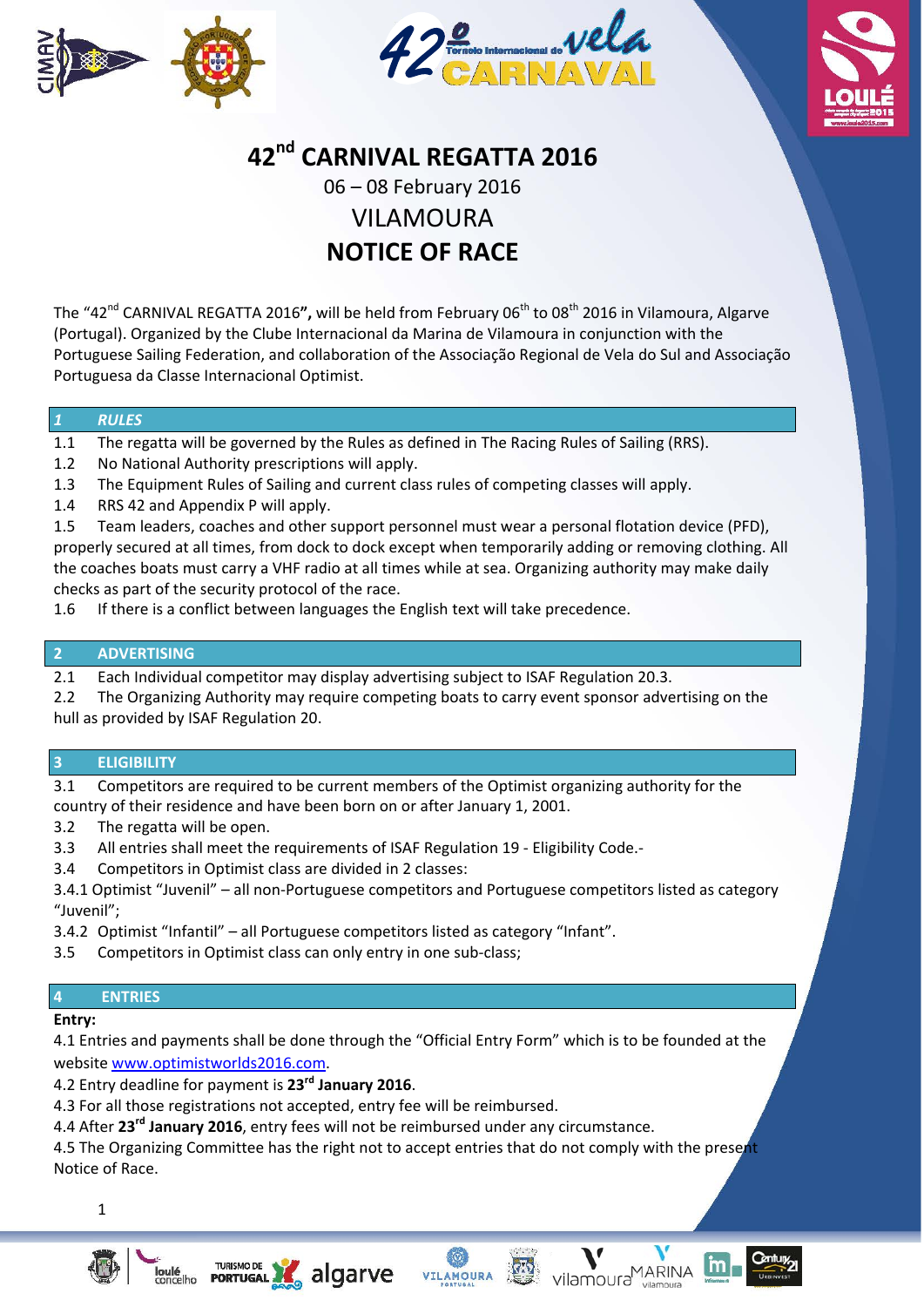# 42nd CARNIVAL REGATTA 2016

06 – 08 February 2016

VILAMOURA

**NOTICE OF RACE**

The "42nd CARNIVAL REGATTA 2016**",** will be held from February 06th to 08th 2016 in Vilamoura, Algarve (Portugal). Organized by the Clube Internacional da Marina de Vilamoura in conjunction with the Portuguese Sailing Federation, and collaboration of the Associação Regional de Vela do Sul and Associação Portuguesa da Classe Internacional Optimist.

## 1 *RULES*

1.1 The regatta will be governed by the Rules as defined in The Racing Rules of Sailing (RRS).

1.2 No National Authority prescriptions will apply.

1.3 The Equipment Rules of Sailing and current class rules of competing classes will apply.

1.4 RRS 42 and Appendix P will apply.

1.5 Team leaders, coaches and other support personnel must wear a personal flotation device (PFD), properly secured at all times, from dock to dock except when temporarily adding or removing clothing. All the coaches boats must carry a VHF radio at all times while at sea. Organizing authority may make daily checks as part of the security protocol of the race.

1.6 If there is a conflict between languages the English text will take precedence.

## 2 ADVERTISING

2.1 Each Individual competitor may display advertising subject to ISAF Regulation 20.3.

2.2 The Organizing Authority may require competing boats to carry event sponsor advertising on the hull as provided by ISAF Regulation 20.

## 3 ELIGIBILITY

3.1 Competitors are required to be current members of the Optimist organizing authority for the country of their residence and have been born on or after January 1, 2001.

3.2 The regatta will be open.

3.3 All entries shall meet the requirements of ISAF Regulation 19 - Eligibility Code.-

3.4 Competitors in Optimist class are divided in 2 classes:

3.4.1 Optimist "Juvenil" – all non-Portuguese competitors and Portuguese competitors listed as category "Juvenil";

3.4.2 Optimist "Infantil" – all Portuguese competitors listed as category "Infant".

3.5 Competitors in Optimist class can only entry in one sub-class;

## 4 ENTRIES

**Entry:**

4.1 Entries and payments shall be done through the "Official Entry Form" which is to be founded at the website [www.optimistworlds2016.com](www.optimistworlds2016.com).

4.2 Entry deadline for payment is **23rd January 2016**.

4.3 For all those registrations not accepted, entry fee will be reimbursed.

4.4 After **23rd January 2016**, entry fees will not be reimbursed under any circumstance.

4.5 The Organizing Committee has the right not to accept entries that do not comply with the present Notice of Race.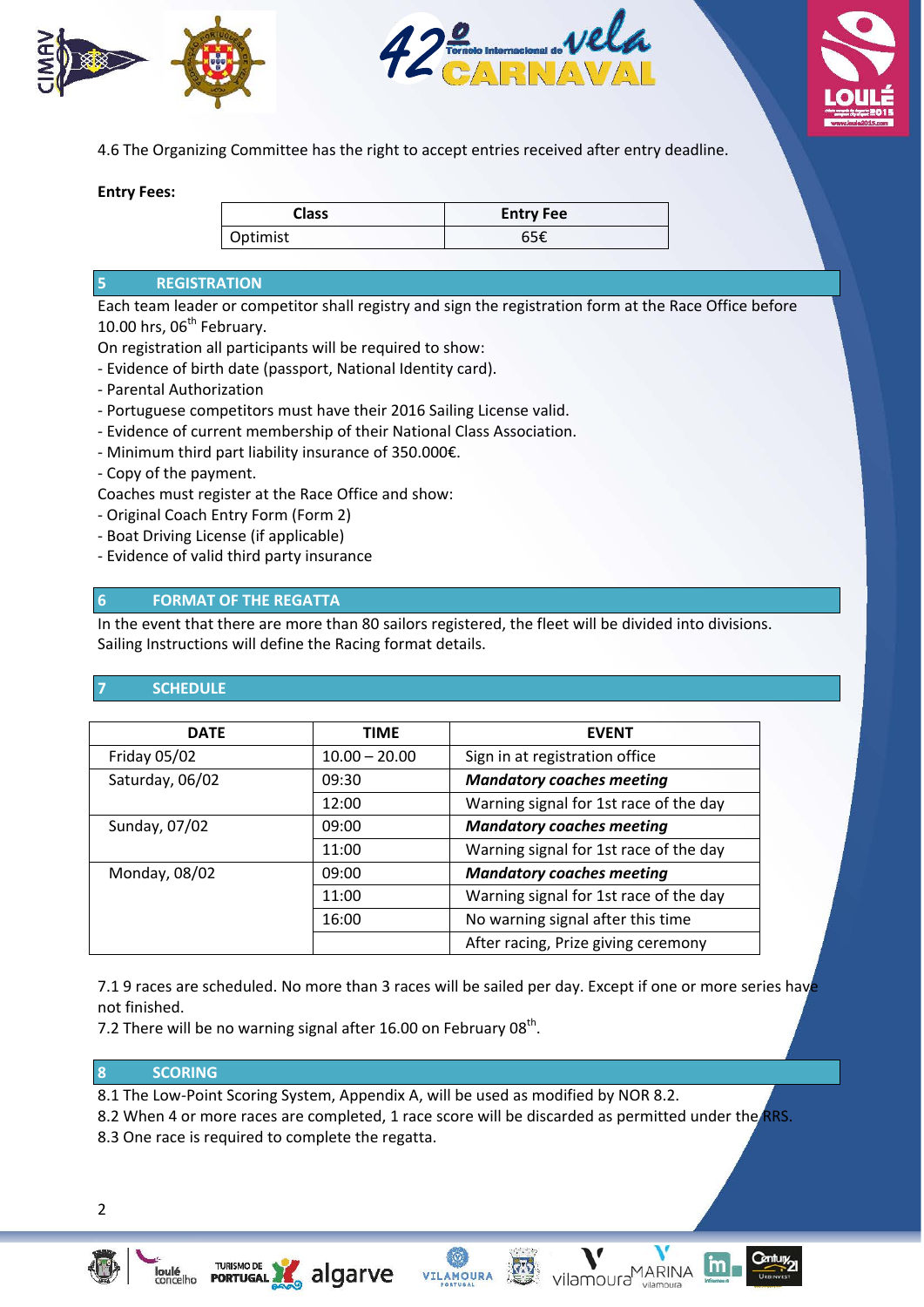4.6 The Organizing Committee has the right to accept entries received after entry deadline.

**Entry Fees:**

| Class | Entry Fee |
|---|---|
| Optimist | 65€ |

## 5 REGISTRATION

Each team leader or competitor shall registry and sign the registration form at the Race Office before 10.00 hrs, 06th February.

On registration all participants will be required to show:

- Evidence of birth date (passport, National Identity card).
- Parental Authorization
- Portuguese competitors must have their 2016 Sailing License valid.
- Evidence of current membership of their National Class Association.
- Minimum third part liability insurance of 350.000€.
- Copy of the payment.

Coaches must register at the Race Office and show:

- Original Coach Entry Form (Form 2)
- Boat Driving License (if applicable)
- Evidence of valid third party insurance

## 6 FORMAT OF THE REGATTA

In the event that there are more than 80 sailors registered, the fleet will be divided into divisions. Sailing Instructions will define the Racing format details.

## 7 SCHEDULE

| DATE | TIME | EVENT |
|---|---|---|
| Friday 05/02 | 10.00 – 20.00 | Sign in at registration office |
| Saturday, 06/02 | 09:30 | ***Mandatory coaches meeting*** |
| | 12:00 | Warning signal for 1st race of the day |
| Sunday, 07/02 | 09:00 | ***Mandatory coaches meeting*** |
| | 11:00 | Warning signal for 1st race of the day |
| Monday, 08/02 | 09:00 | ***Mandatory coaches meeting*** |
| | 11:00 | Warning signal for 1st race of the day |
| | 16:00 | No warning signal after this time |
| | | After racing, Prize giving ceremony |

7.1 9 races are scheduled. No more than 3 races will be sailed per day. Except if one or more series have not finished.

7.2 There will be no warning signal after 16.00 on February 08th.

## 8 SCORING

8.1 The Low-Point Scoring System, Appendix A, will be used as modified by NOR 8.2.

8.2 When 4 or more races are completed, 1 race score will be discarded as permitted under the RRS.

8.3 One race is required to complete the regatta.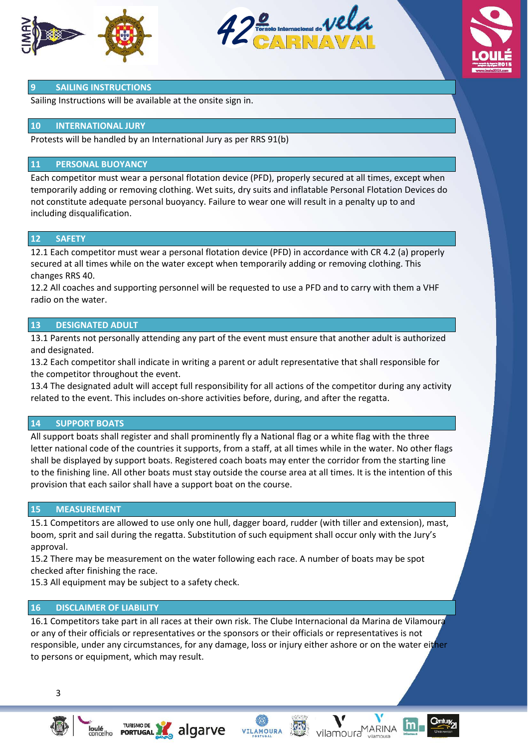## 9 SAILING INSTRUCTIONS

Sailing Instructions will be available at the onsite sign in.

## 10 INTERNATIONAL JURY

Protests will be handled by an International Jury as per RRS 91(b)

## 11 PERSONAL BUOYANCY

Each competitor must wear a personal flotation device (PFD), properly secured at all times, except when temporarily adding or removing clothing. Wet suits, dry suits and inflatable Personal Flotation Devices do not constitute adequate personal buoyancy. Failure to wear one will result in a penalty up to and including disqualification.

## 12 SAFETY

12.1 Each competitor must wear a personal flotation device (PFD) in accordance with CR 4.2 (a) properly secured at all times while on the water except when temporarily adding or removing clothing. This changes RRS 40.

12.2 All coaches and supporting personnel will be requested to use a PFD and to carry with them a VHF radio on the water.

## 13 DESIGNATED ADULT

13.1 Parents not personally attending any part of the event must ensure that another adult is authorized and designated.

13.2 Each competitor shall indicate in writing a parent or adult representative that shall responsible for the competitor throughout the event.

13.4 The designated adult will accept full responsibility for all actions of the competitor during any activity related to the event. This includes on-shore activities before, during, and after the regatta.

## 14 SUPPORT BOATS

All support boats shall register and shall prominently fly a National flag or a white flag with the three letter national code of the countries it supports, from a staff, at all times while in the water. No other flags shall be displayed by support boats. Registered coach boats may enter the corridor from the starting line to the finishing line. All other boats must stay outside the course area at all times. It is the intention of this provision that each sailor shall have a support boat on the course.

## 15 MEASUREMENT

15.1 Competitors are allowed to use only one hull, dagger board, rudder (with tiller and extension), mast, boom, sprit and sail during the regatta. Substitution of such equipment shall occur only with the Jury's approval.

15.2 There may be measurement on the water following each race. A number of boats may be spot checked after finishing the race.

15.3 All equipment may be subject to a safety check.

## 16 DISCLAIMER OF LIABILITY

16.1 Competitors take part in all races at their own risk. The Clube Internacional da Marina de Vilamoura or any of their officials or representatives or the sponsors or their officials or representatives is not responsible, under any circumstances, for any damage, loss or injury either ashore or on the water either to persons or equipment, which may result.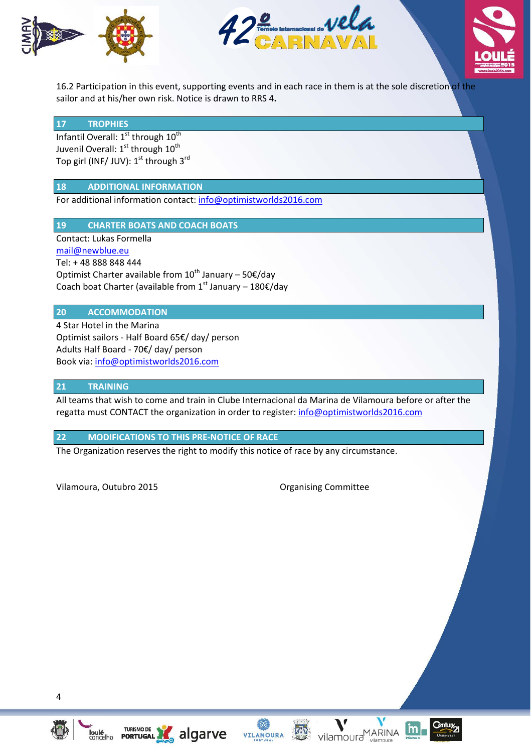16.2 Participation in this event, supporting events and in each race in them is at the sole discretion of the sailor and at his/her own risk. Notice is drawn to RRS 4**.**

## 17 TROPHIES

Infantil Overall: 1st through 10th
Juvenil Overall: 1st through 10th
Top girl (INF/ JUV): 1st through 3rd

## 18 ADDITIONAL INFORMATION

For additional information contact: info@optimistworlds2016.com

## 19 CHARTER BOATS AND COACH BOATS

Contact: Lukas Formella
mail@newblue.eu
Tel: + 48 888 848 444
Optimist Charter available from 10th January – 50€/day
Coach boat Charter (available from 1st January – 180€/day

## 20 ACCOMMODATION

4 Star Hotel in the Marina
Optimist sailors - Half Board 65€/ day/ person
Adults Half Board - 70€/ day/ person
Book via: info@optimistworlds2016.com

## 21 TRAINING

All teams that wish to come and train in Clube Internacional da Marina de Vilamoura before or after the regatta must CONTACT the organization in order to register: info@optimistworlds2016.com

## 22 MODIFICATIONS TO THIS PRE-NOTICE OF RACE

The Organization reserves the right to modify this notice of race by any circumstance.

Vilamoura, Outubro 2015

Organising Committee